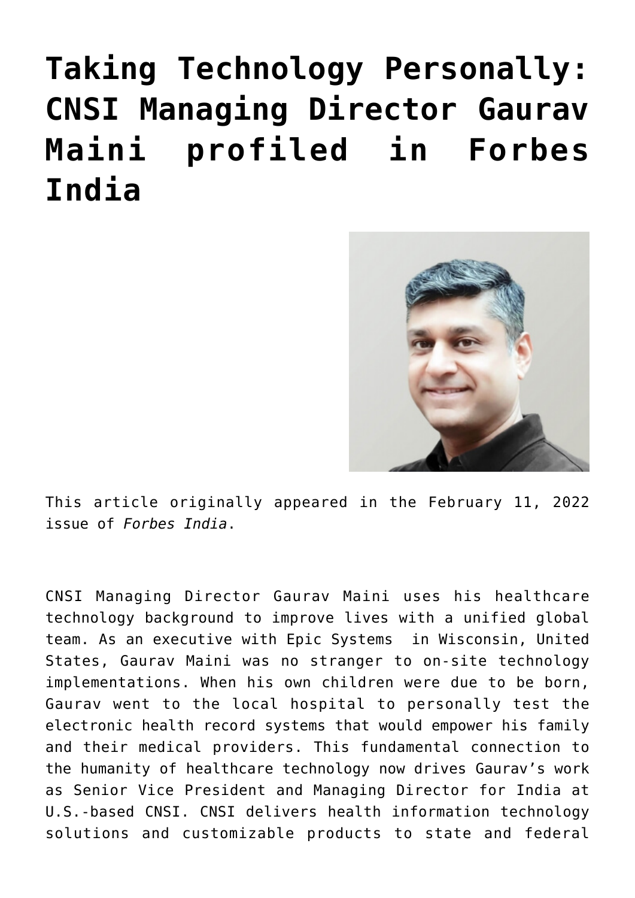# Taking Technology Personally: CNSI Managing Director Gaurav Maini profiled in Forbes India

This article originally appeared in the February 11, 2022 issue of *Forbes India*.

CNSI Managing Director Gaurav Maini uses his healthcare technology background to improve lives with a unified global team. As an executive with Epic Systems in Wisconsin, United States, Gaurav Maini was no stranger to on-site technology implementations. When his own children were due to be born, Gaurav went to the local hospital to personally test the electronic health record systems that would empower his family and their medical providers. This fundamental connection to the humanity of healthcare technology now drives Gaurav's work as Senior Vice President and Managing Director for India at U.S.-based CNSI. CNSI delivers health information technology solutions and customizable products to state and federal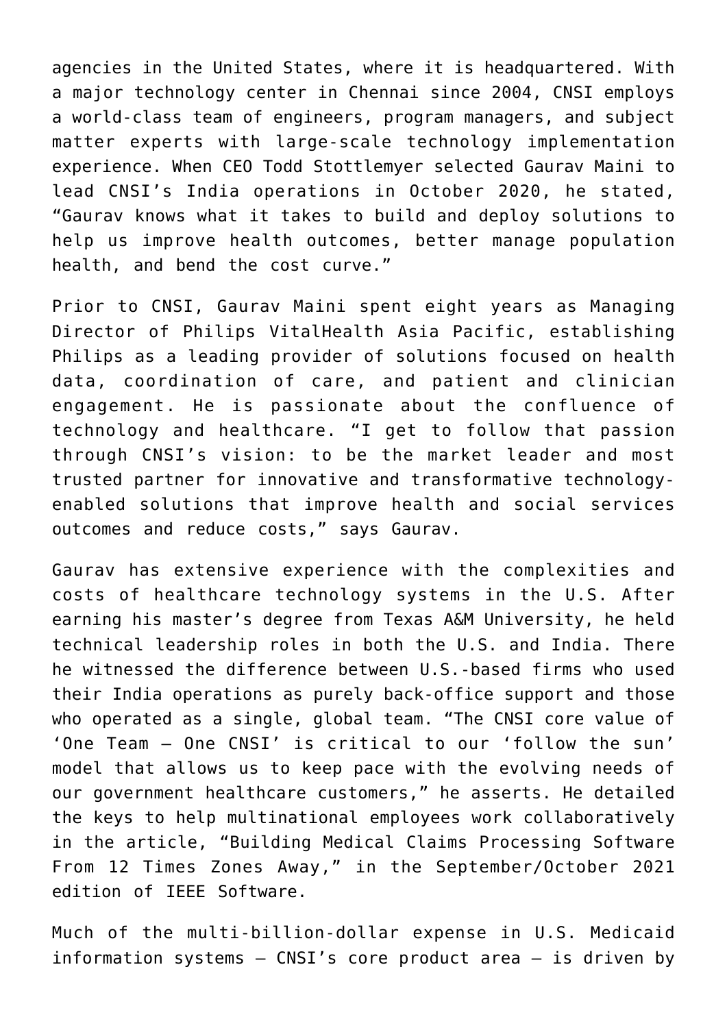agencies in the United States, where it is headquartered. With a major technology center in Chennai since 2004, CNSI employs a world-class team of engineers, program managers, and subject matter experts with large-scale technology implementation experience. When CEO Todd Stottlemyer selected Gaurav Maini to lead CNSI's India operations in October 2020, he stated, "Gaurav knows what it takes to build and deploy solutions to help us improve health outcomes, better manage population health, and bend the cost curve."

Prior to CNSI, Gaurav Maini spent eight years as Managing Director of Philips VitalHealth Asia Pacific, establishing Philips as a leading provider of solutions focused on health data, coordination of care, and patient and clinician engagement. He is passionate about the confluence of technology and healthcare. "I get to follow that passion through CNSI's vision: to be the market leader and most trusted partner for innovative and transformative technology-enabled solutions that improve health and social services outcomes and reduce costs," says Gaurav.

Gaurav has extensive experience with the complexities and costs of healthcare technology systems in the U.S. After earning his master's degree from Texas A&M University, he held technical leadership roles in both the U.S. and India. There he witnessed the difference between U.S.-based firms who used their India operations as purely back-office support and those who operated as a single, global team. "The CNSI core value of 'One Team – One CNSI' is critical to our 'follow the sun' model that allows us to keep pace with the evolving needs of our government healthcare customers," he asserts. He detailed the keys to help multinational employees work collaboratively in the article, "Building Medical Claims Processing Software From 12 Times Zones Away," in the September/October 2021 edition of IEEE Software.

Much of the multi-billion-dollar expense in U.S. Medicaid information systems – CNSI's core product area – is driven by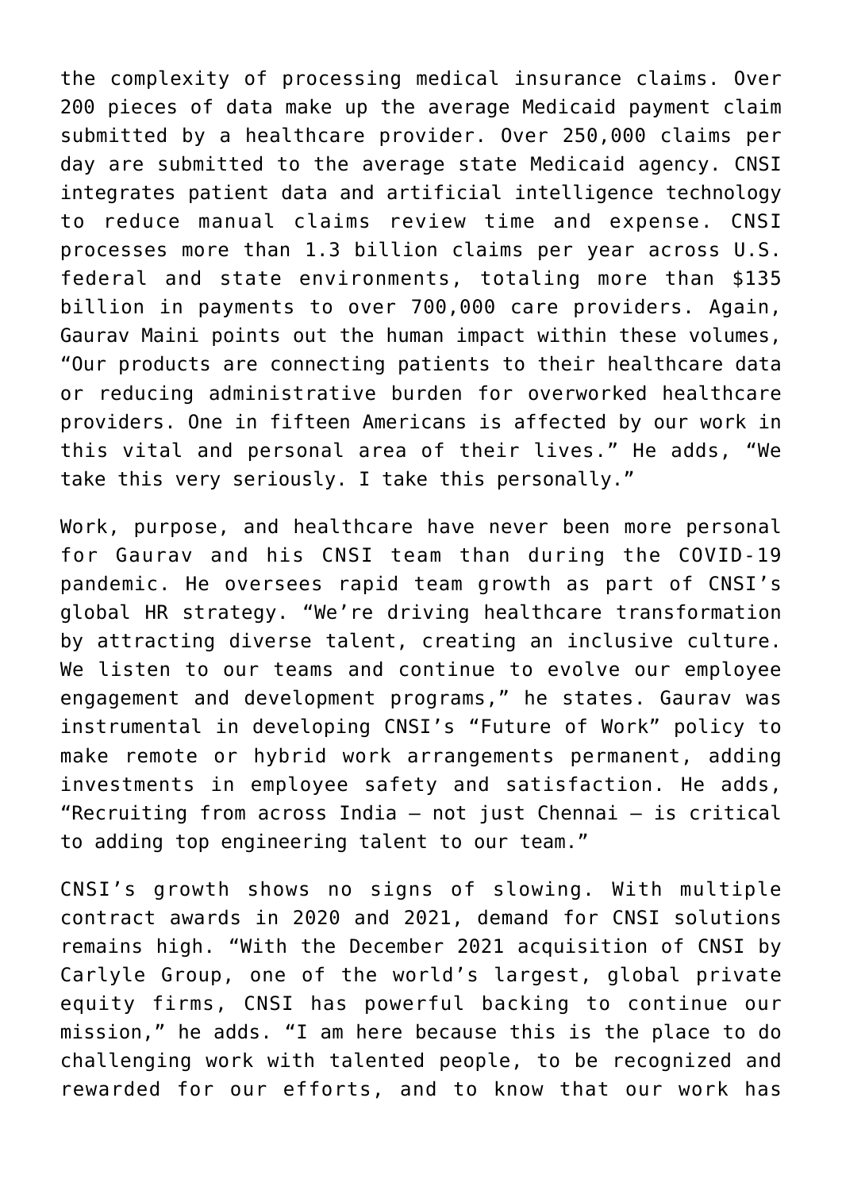the complexity of processing medical insurance claims. Over 200 pieces of data make up the average Medicaid payment claim submitted by a healthcare provider. Over 250,000 claims per day are submitted to the average state Medicaid agency. CNSI integrates patient data and artificial intelligence technology to reduce manual claims review time and expense. CNSI processes more than 1.3 billion claims per year across U.S. federal and state environments, totaling more than $135 billion in payments to over 700,000 care providers. Again, Gaurav Maini points out the human impact within these volumes, "Our products are connecting patients to their healthcare data or reducing administrative burden for overworked healthcare providers. One in fifteen Americans is affected by our work in this vital and personal area of their lives." He adds, "We take this very seriously. I take this personally."

Work, purpose, and healthcare have never been more personal for Gaurav and his CNSI team than during the COVID-19 pandemic. He oversees rapid team growth as part of CNSI's global HR strategy. "We're driving healthcare transformation by attracting diverse talent, creating an inclusive culture. We listen to our teams and continue to evolve our employee engagement and development programs," he states. Gaurav was instrumental in developing CNSI's "Future of Work" policy to make remote or hybrid work arrangements permanent, adding investments in employee safety and satisfaction. He adds, "Recruiting from across India – not just Chennai – is critical to adding top engineering talent to our team."

CNSI's growth shows no signs of slowing. With multiple contract awards in 2020 and 2021, demand for CNSI solutions remains high. "With the December 2021 acquisition of CNSI by Carlyle Group, one of the world's largest, global private equity firms, CNSI has powerful backing to continue our mission," he adds. "I am here because this is the place to do challenging work with talented people, to be recognized and rewarded for our efforts, and to know that our work has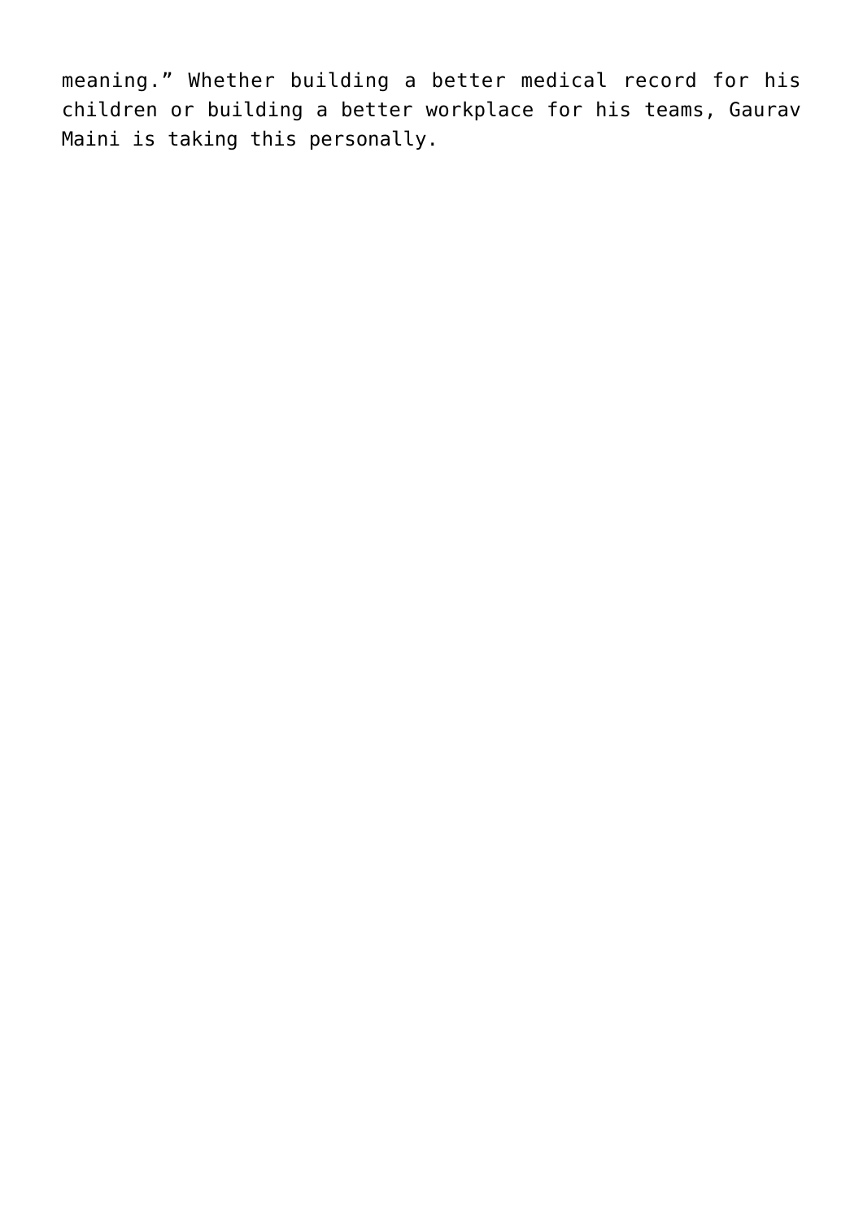meaning.” Whether building a better medical record for his children or building a better workplace for his teams, Gaurav Maini is taking this personally.